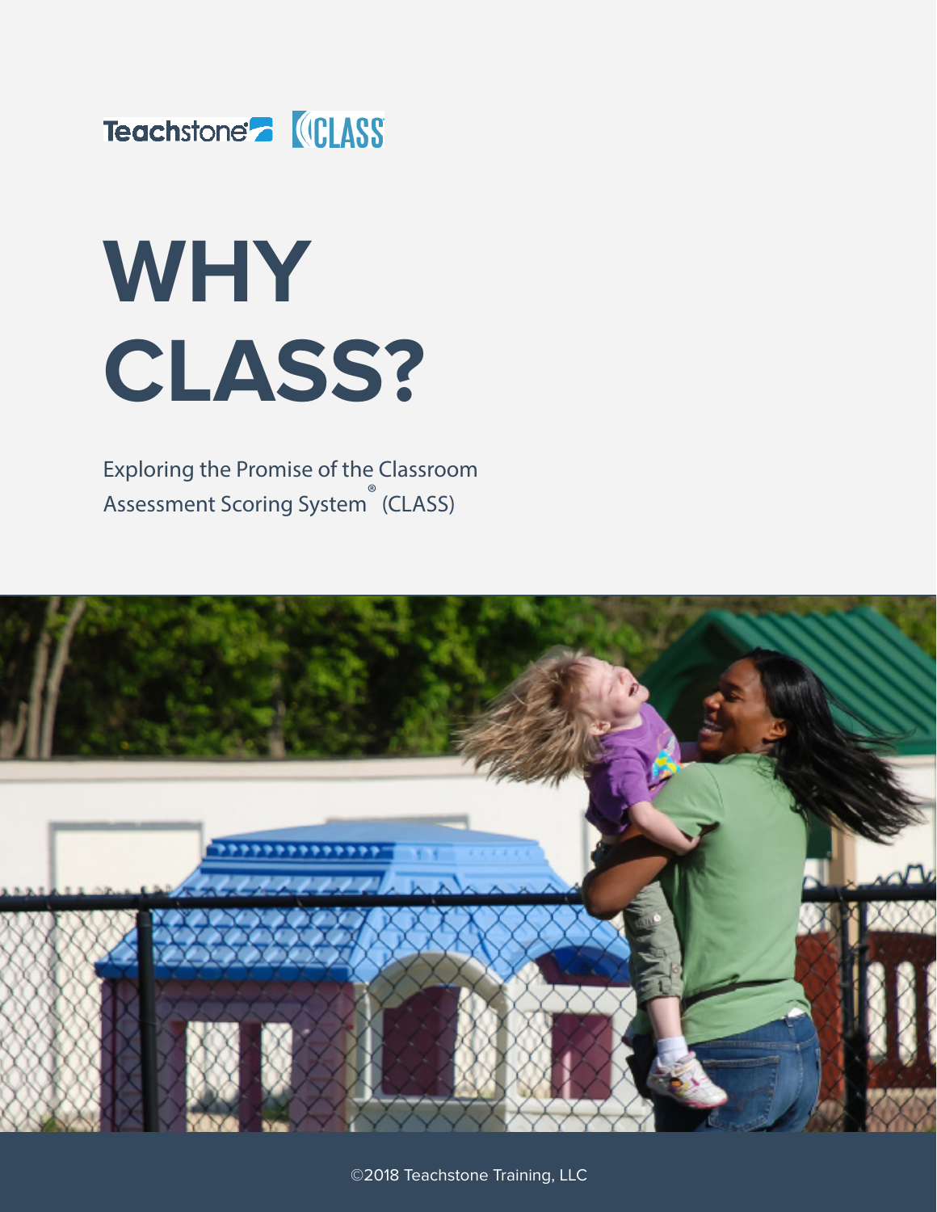Teachstone® CLASS®

# WHY CLASS?

Exploring the Promise of the Classroom Assessment Scoring System® (CLASS)

©2018 Teachstone Training, LLC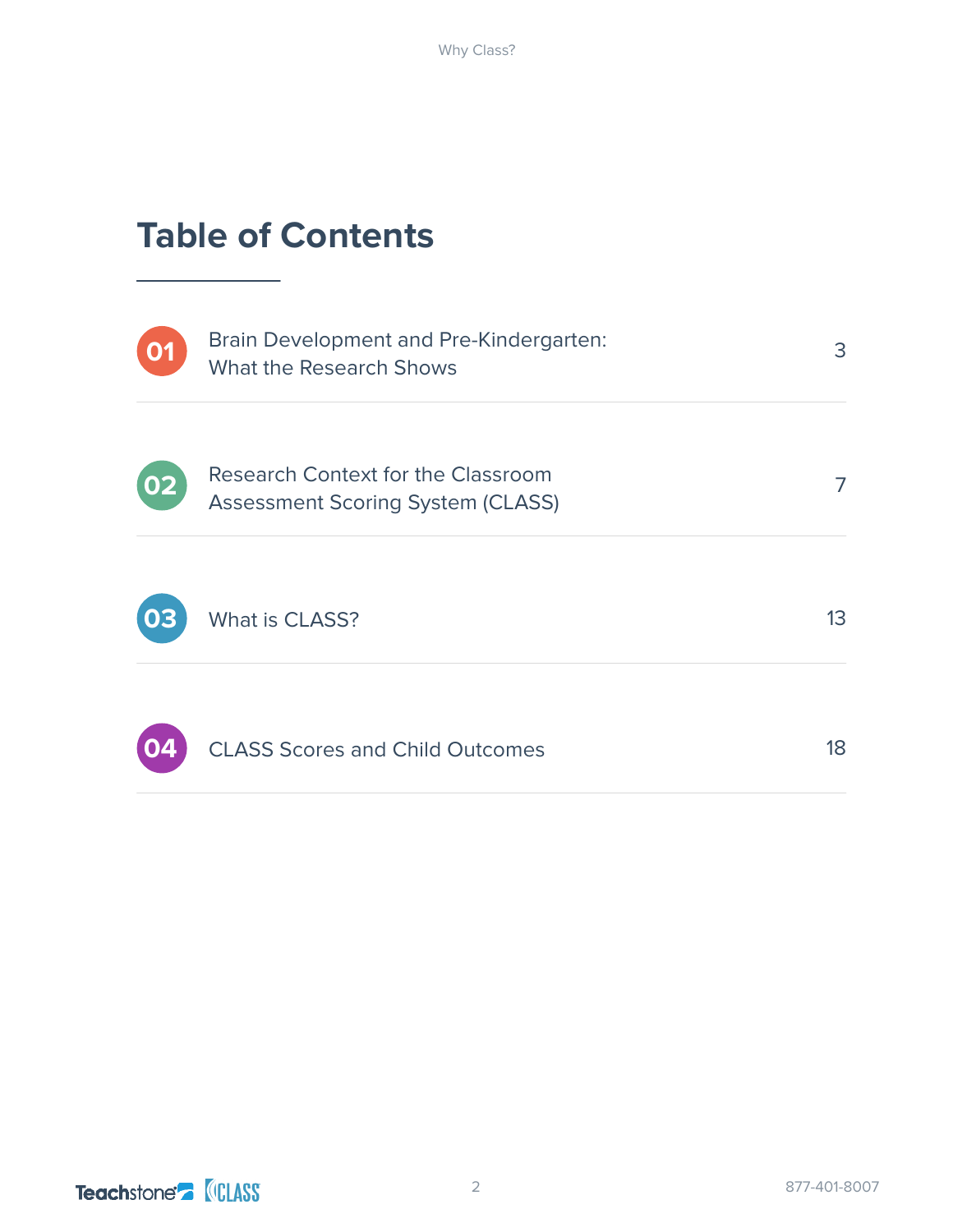# Table of Contents

| | | |
|---|---|---|
| 01 | Brain Development and Pre-Kindergarten: What the Research Shows | 3 |
| 02 | Research Context for the Classroom Assessment Scoring System (CLASS) | 7 |
| 03 | What is CLASS? | 13 |
| 04 | CLASS Scores and Child Outcomes | 18 |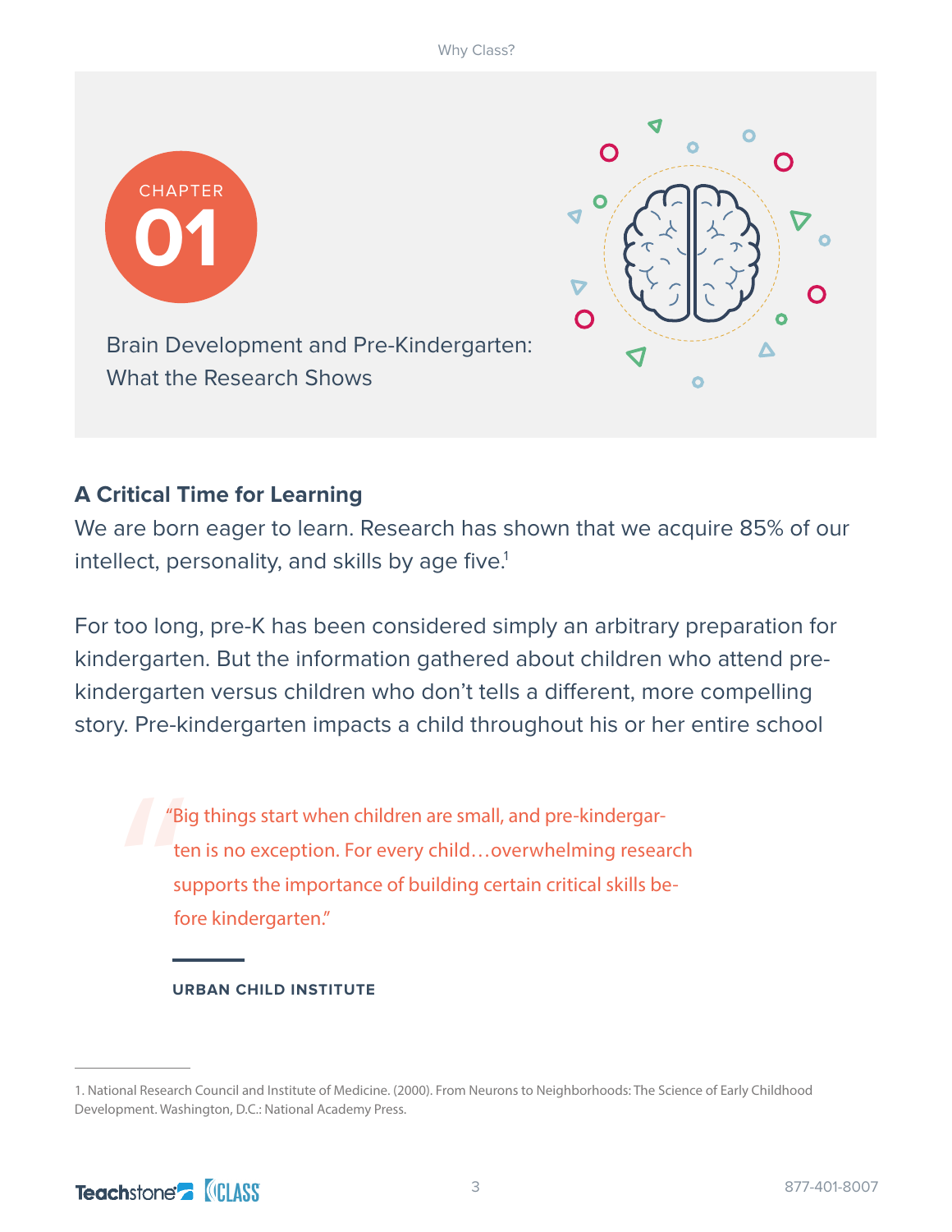CHAPTER

# 01

Brain Development and Pre-Kindergarten: What the Research Shows

## A Critical Time for Learning

We are born eager to learn. Research has shown that we acquire 85% of our intellect, personality, and skills by age five.[1]

For too long, pre-K has been considered simply an arbitrary preparation for kindergarten. But the information gathered about children who attend pre-kindergarten versus children who don't tells a different, more compelling story. Pre-kindergarten impacts a child throughout his or her entire school

> "Big things start when children are small, and pre-kindergarten is no exception. For every child…overwhelming research supports the importance of building certain critical skills before kindergarten."
>
> **URBAN CHILD INSTITUTE**

1. National Research Council and Institute of Medicine. (2000). From Neurons to Neighborhoods: The Science of Early Childhood Development. Washington, D.C.: National Academy Press.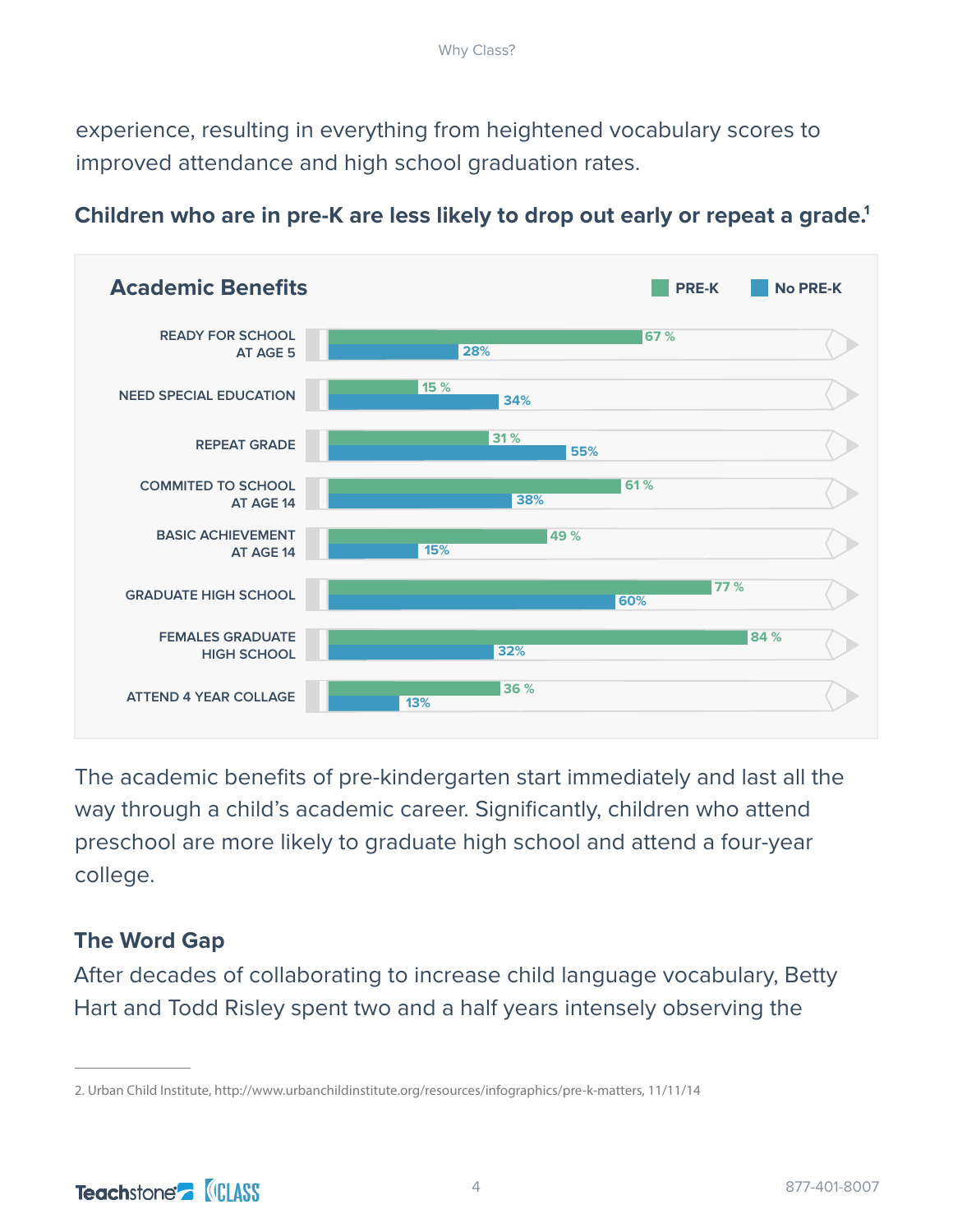experience, resulting in everything from heightened vocabulary scores to improved attendance and high school graduation rates.

**Children who are in pre-K are less likely to drop out early or repeat a grade.**[1]

**Academic Benefits**

| | PRE-K | No PRE-K |
|---|---|---|
| READY FOR SCHOOL AT AGE 5 | 67 % | 28% |
| NEED SPECIAL EDUCATION | 15 % | 34% |
| REPEAT GRADE | 31 % | 55% |
| COMMITED TO SCHOOL AT AGE 14 | 61 % | 38% |
| BASIC ACHIEVEMENT AT AGE 14 | 49 % | 15% |
| GRADUATE HIGH SCHOOL | 77 % | 60% |
| FEMALES GRADUATE HIGH SCHOOL | 84 % | 32% |
| ATTEND 4 YEAR COLLAGE | 36 % | 13% |

The academic benefits of pre-kindergarten start immediately and last all the way through a child's academic career. Significantly, children who attend preschool are more likely to graduate high school and attend a four-year college.

## The Word Gap

After decades of collaborating to increase child language vocabulary, Betty Hart and Todd Risley spent two and a half years intensely observing the

---

2. Urban Child Institute, http://www.urbanchildinstitute.org/resources/infographics/pre-k-matters, 11/11/14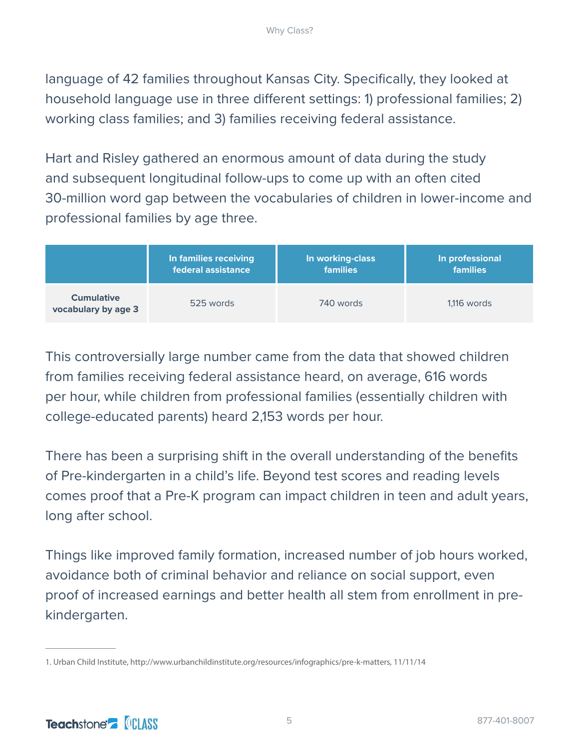language of 42 families throughout Kansas City. Specifically, they looked at household language use in three different settings: 1) professional families; 2) working class families; and 3) families receiving federal assistance.

Hart and Risley gathered an enormous amount of data during the study and subsequent longitudinal follow-ups to come up with an often cited 30-million word gap between the vocabularies of children in lower-income and professional families by age three.

| | In families receiving federal assistance | In working-class families | In professional families |
|---|---|---|---|
| **Cumulative vocabulary by age 3** | 525 words | 740 words | 1,116 words |

This controversially large number came from the data that showed children from families receiving federal assistance heard, on average, 616 words per hour, while children from professional families (essentially children with college-educated parents) heard 2,153 words per hour.

There has been a surprising shift in the overall understanding of the benefits of Pre-kindergarten in a child's life. Beyond test scores and reading levels comes proof that a Pre-K program can impact children in teen and adult years, long after school.

Things like improved family formation, increased number of job hours worked, avoidance both of criminal behavior and reliance on social support, even proof of increased earnings and better health all stem from enrollment in pre-kindergarten.

---

1. Urban Child Institute, http://www.urbanchildinstitute.org/resources/infographics/pre-k-matters, 11/11/14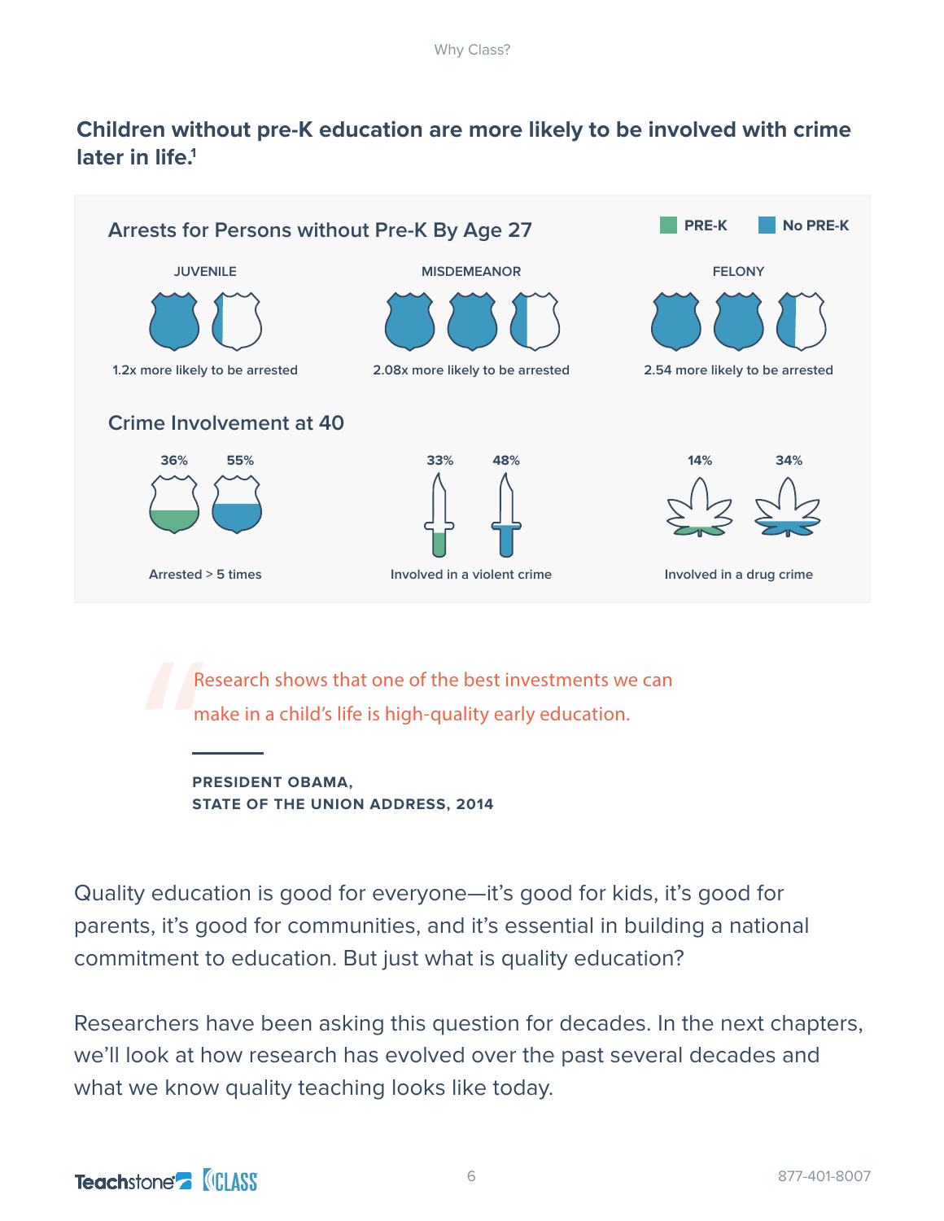## Children without pre-K education are more likely to be involved with crime later in life.[1]

### Arrests for Persons without Pre-K By Age 27

PRE-K | No PRE-K

**JUVENILE**

1.2x more likely to be arrested

**MISDEMEANOR**

2.08x more likely to be arrested

**FELONY**

2.54 more likely to be arrested

### Crime Involvement at 40

| | PRE-K | No PRE-K |
|---|---|---|
| Arrested > 5 times | 36% | 55% |
| Involved in a violent crime | 33% | 48% |
| Involved in a drug crime | 14% | 34% |

> Research shows that one of the best investments we can make in a child's life is high-quality early education.
>
> **PRESIDENT OBAMA,**
> **STATE OF THE UNION ADDRESS, 2014**

Quality education is good for everyone—it's good for kids, it's good for parents, it's good for communities, and it's essential in building a national commitment to education. But just what is quality education?

Researchers have been asking this question for decades. In the next chapters, we'll look at how research has evolved over the past several decades and what we know quality teaching looks like today.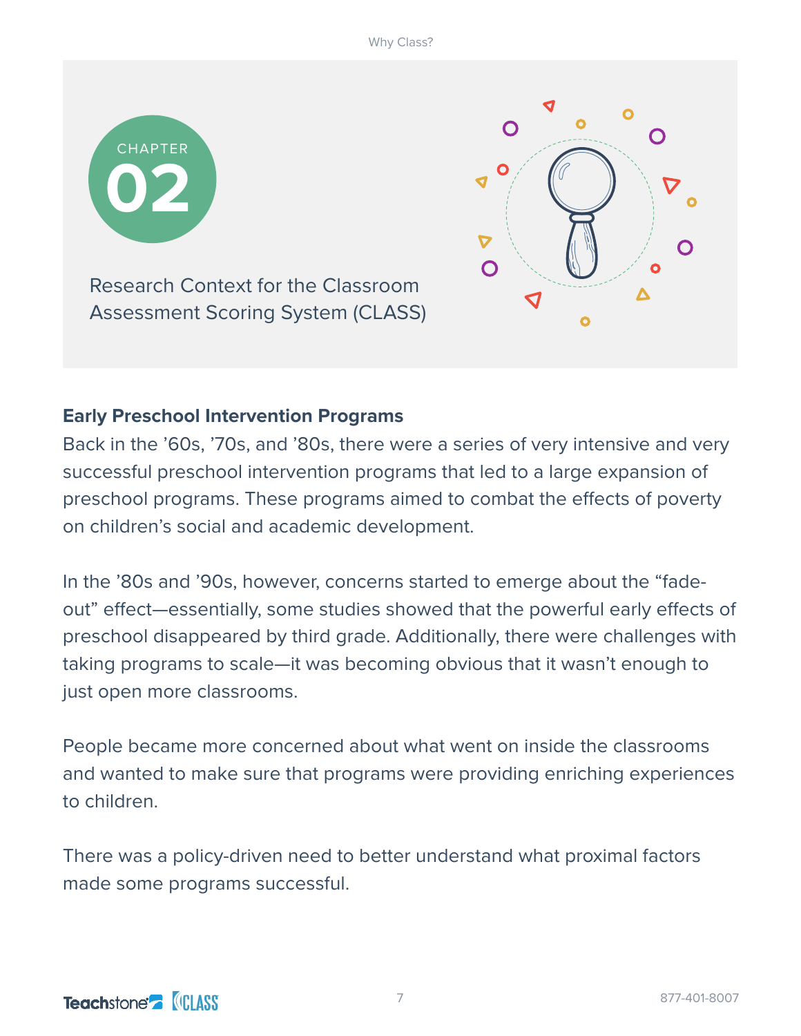CHAPTER 02

# Research Context for the Classroom Assessment Scoring System (CLASS)

## Early Preschool Intervention Programs

Back in the ’60s, ’70s, and ’80s, there were a series of very intensive and very successful preschool intervention programs that led to a large expansion of preschool programs. These programs aimed to combat the effects of poverty on children’s social and academic development.

In the ’80s and ’90s, however, concerns started to emerge about the “fade-out” effect—essentially, some studies showed that the powerful early effects of preschool disappeared by third grade. Additionally, there were challenges with taking programs to scale—it was becoming obvious that it wasn’t enough to just open more classrooms.

People became more concerned about what went on inside the classrooms and wanted to make sure that programs were providing enriching experiences to children.

There was a policy-driven need to better understand what proximal factors made some programs successful.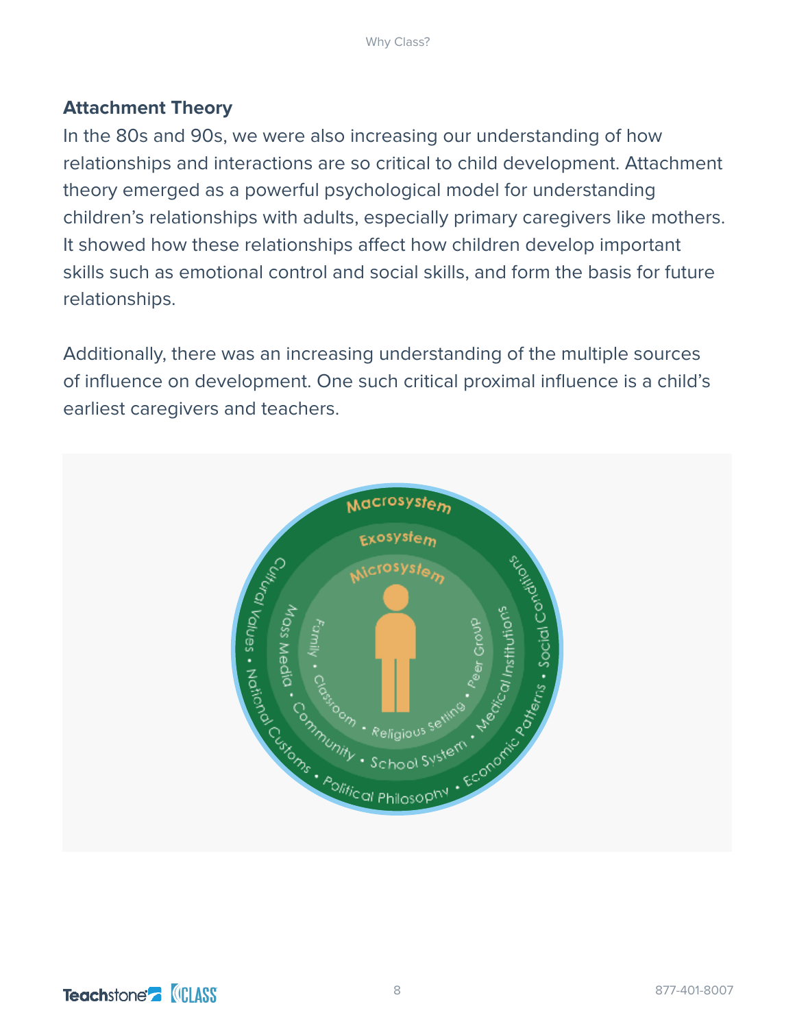### Attachment Theory

In the 80s and 90s, we were also increasing our understanding of how relationships and interactions are so critical to child development. Attachment theory emerged as a powerful psychological model for understanding children's relationships with adults, especially primary caregivers like mothers. It showed how these relationships affect how children develop important skills such as emotional control and social skills, and form the basis for future relationships.

Additionally, there was an increasing understanding of the multiple sources of influence on development. One such critical proximal influence is a child's earliest caregivers and teachers.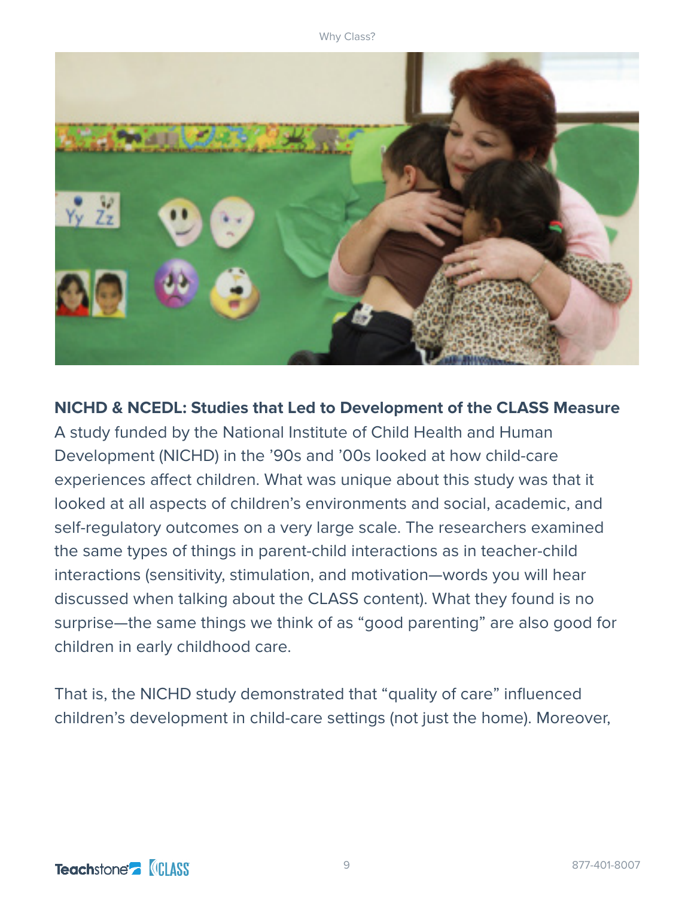**NICHD & NCEDL: Studies that Led to Development of the CLASS Measure**

A study funded by the National Institute of Child Health and Human Development (NICHD) in the '90s and '00s looked at how child-care experiences affect children. What was unique about this study was that it looked at all aspects of children's environments and social, academic, and self-regulatory outcomes on a very large scale. The researchers examined the same types of things in parent-child interactions as in teacher-child interactions (sensitivity, stimulation, and motivation—words you will hear discussed when talking about the CLASS content). What they found is no surprise—the same things we think of as "good parenting" are also good for children in early childhood care.

That is, the NICHD study demonstrated that "quality of care" influenced children's development in child-care settings (not just the home). Moreover,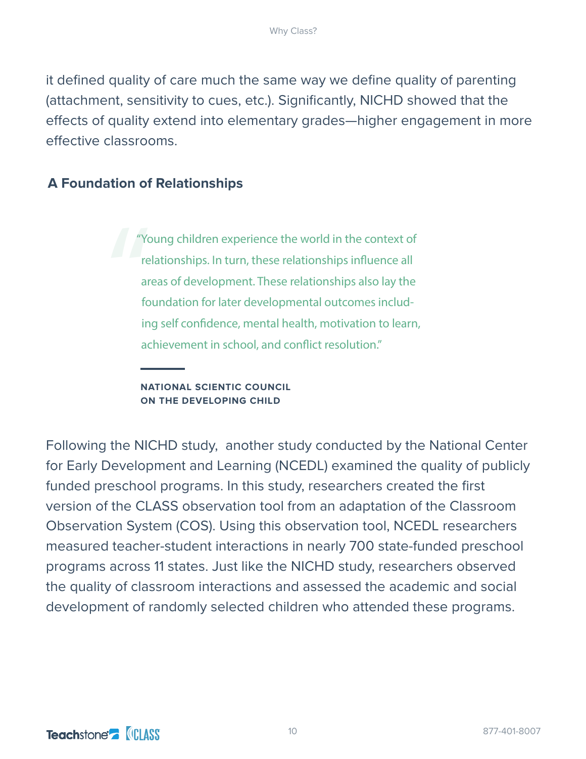it defined quality of care much the same way we define quality of parenting (attachment, sensitivity to cues, etc.). Significantly, NICHD showed that the effects of quality extend into elementary grades—higher engagement in more effective classrooms.

## A Foundation of Relationships

> "Young children experience the world in the context of relationships. In turn, these relationships influence all areas of development. These relationships also lay the foundation for later developmental outcomes including self confidence, mental health, motivation to learn, achievement in school, and conflict resolution."
>
> **NATIONAL SCIENTIFIC COUNCIL ON THE DEVELOPING CHILD**

Following the NICHD study, another study conducted by the National Center for Early Development and Learning (NCEDL) examined the quality of publicly funded preschool programs. In this study, researchers created the first version of the CLASS observation tool from an adaptation of the Classroom Observation System (COS). Using this observation tool, NCEDL researchers measured teacher-student interactions in nearly 700 state-funded preschool programs across 11 states. Just like the NICHD study, researchers observed the quality of classroom interactions and assessed the academic and social development of randomly selected children who attended these programs.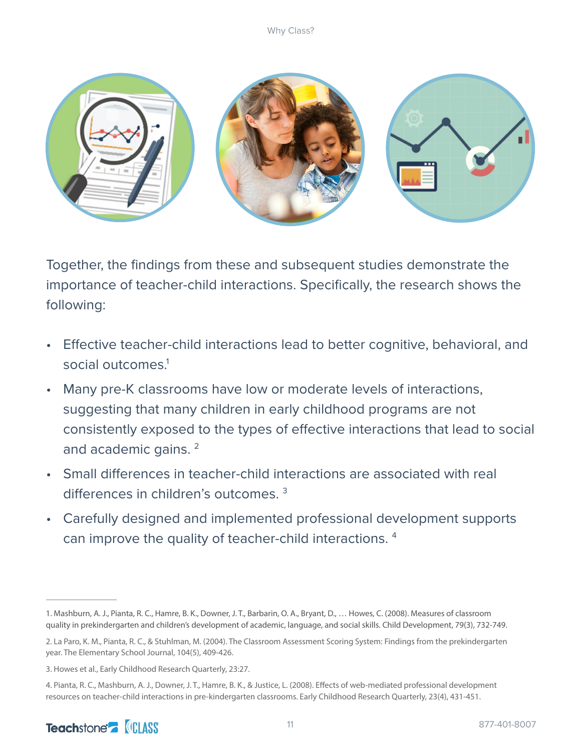Together, the findings from these and subsequent studies demonstrate the importance of teacher-child interactions. Specifically, the research shows the following:

- Effective teacher-child interactions lead to better cognitive, behavioral, and social outcomes.[1]
- Many pre-K classrooms have low or moderate levels of interactions, suggesting that many children in early childhood programs are not consistently exposed to the types of effective interactions that lead to social and academic gains. [2]
- Small differences in teacher-child interactions are associated with real differences in children's outcomes. [3]
- Carefully designed and implemented professional development supports can improve the quality of teacher-child interactions. [4]

---

1. Mashburn, A. J., Pianta, R. C., Hamre, B. K., Downer, J. T., Barbarin, O. A., Bryant, D., … Howes, C. (2008). Measures of classroom quality in prekindergarten and children's development of academic, language, and social skills. Child Development, 79(3), 732-749.

2. La Paro, K. M., Pianta, R. C., & Stuhlman, M. (2004). The Classroom Assessment Scoring System: Findings from the prekindergarten year. The Elementary School Journal, 104(5), 409-426.

3. Howes et al., Early Childhood Research Quarterly, 23:27.

4. Pianta, R. C., Mashburn, A. J., Downer, J. T., Hamre, B. K., & Justice, L. (2008). Effects of web-mediated professional development resources on teacher-child interactions in pre-kindergarten classrooms. Early Childhood Research Quarterly, 23(4), 431-451.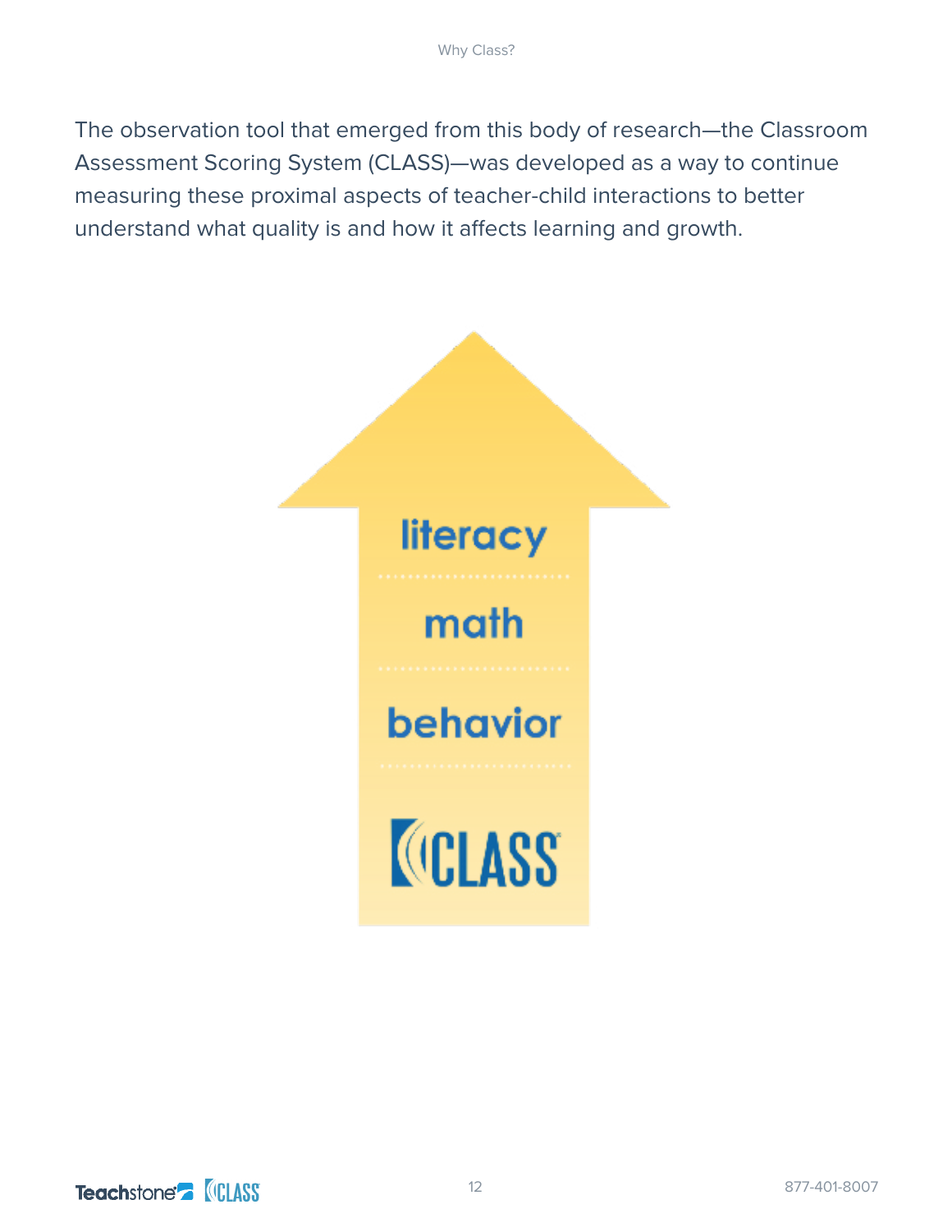The observation tool that emerged from this body of research—the Classroom Assessment Scoring System (CLASS)—was developed as a way to continue measuring these proximal aspects of teacher-child interactions to better understand what quality is and how it affects learning and growth.

literacy

math

behavior

CLASS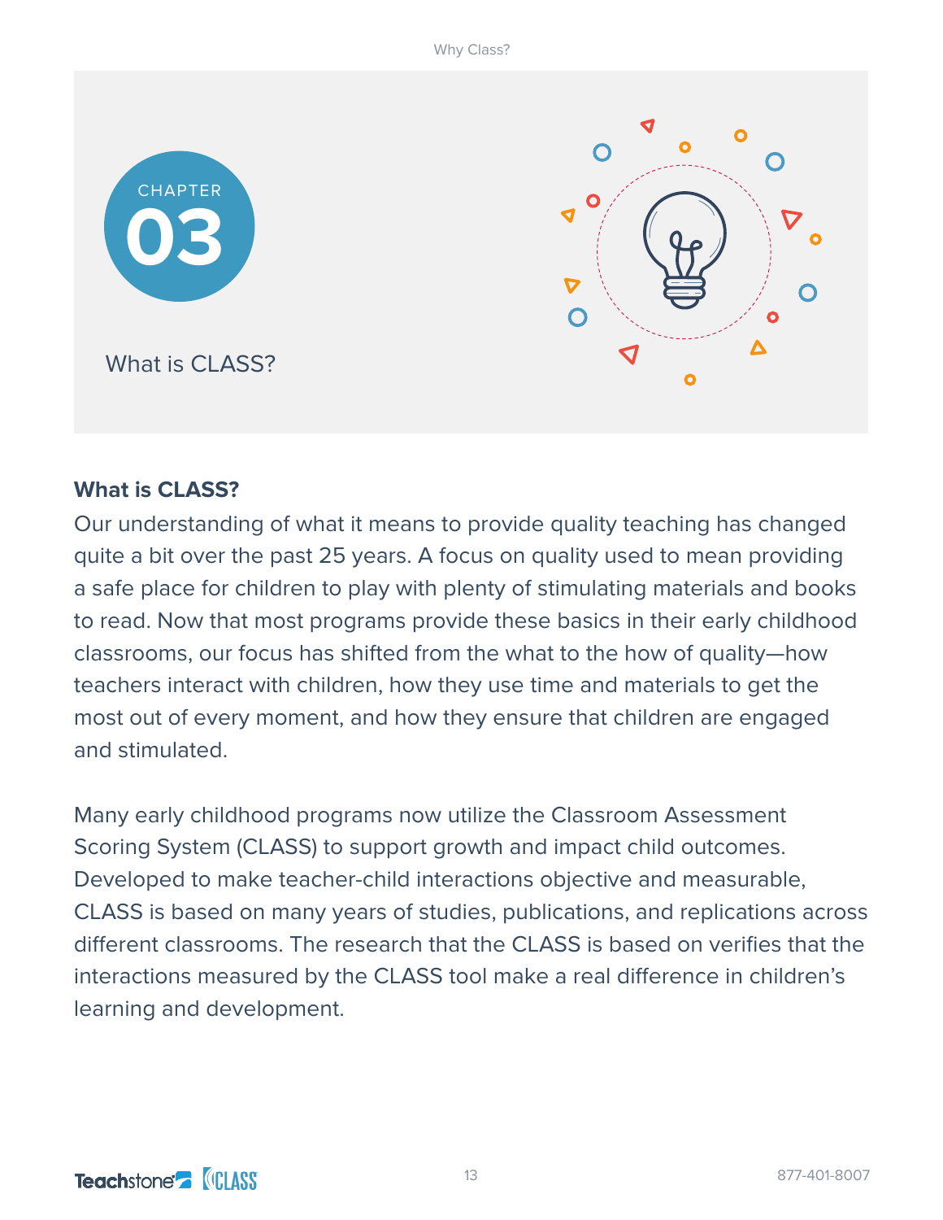CHAPTER 03

What is CLASS?

**What is CLASS?**

Our understanding of what it means to provide quality teaching has changed quite a bit over the past 25 years. A focus on quality used to mean providing a safe place for children to play with plenty of stimulating materials and books to read. Now that most programs provide these basics in their early childhood classrooms, our focus has shifted from the what to the how of quality—how teachers interact with children, how they use time and materials to get the most out of every moment, and how they ensure that children are engaged and stimulated.

Many early childhood programs now utilize the Classroom Assessment Scoring System (CLASS) to support growth and impact child outcomes. Developed to make teacher-child interactions objective and measurable, CLASS is based on many years of studies, publications, and replications across different classrooms. The research that the CLASS is based on verifies that the interactions measured by the CLASS tool make a real difference in children's learning and development.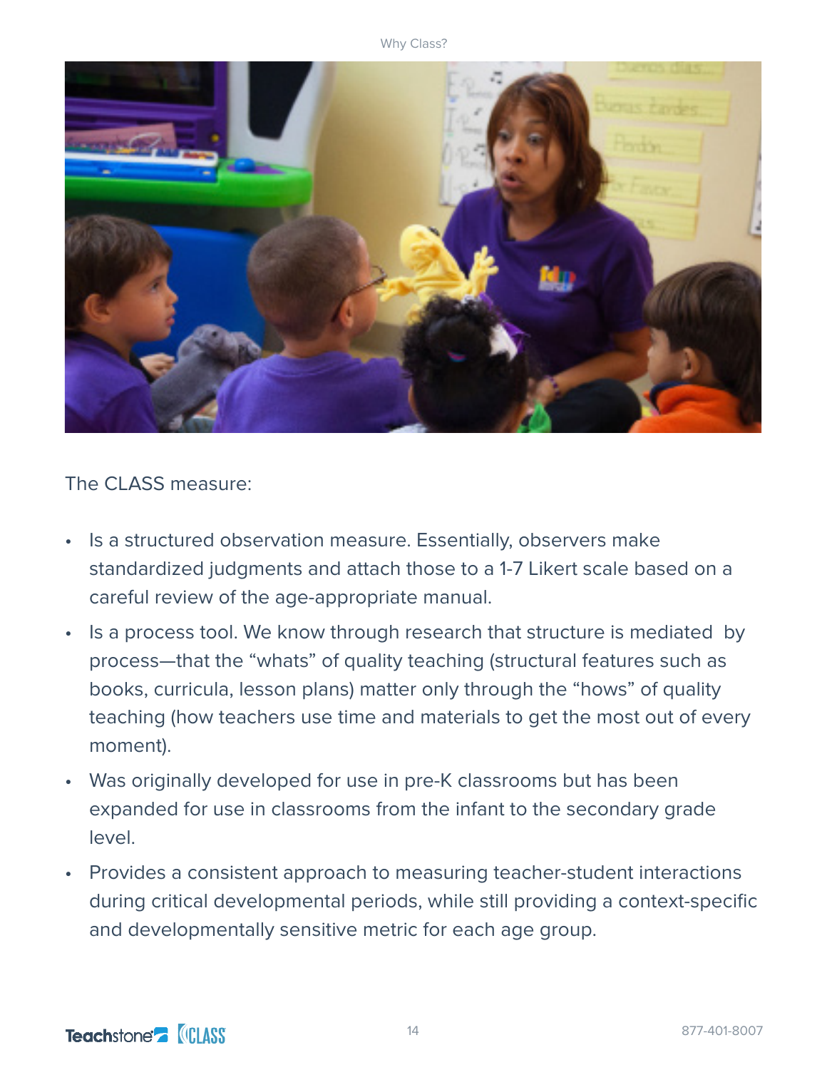The CLASS measure:

- Is a structured observation measure. Essentially, observers make standardized judgments and attach those to a 1-7 Likert scale based on a careful review of the age-appropriate manual.
- Is a process tool. We know through research that structure is mediated by process—that the "whats" of quality teaching (structural features such as books, curricula, lesson plans) matter only through the "hows" of quality teaching (how teachers use time and materials to get the most out of every moment).
- Was originally developed for use in pre-K classrooms but has been expanded for use in classrooms from the infant to the secondary grade level.
- Provides a consistent approach to measuring teacher-student interactions during critical developmental periods, while still providing a context-specific and developmentally sensitive metric for each age group.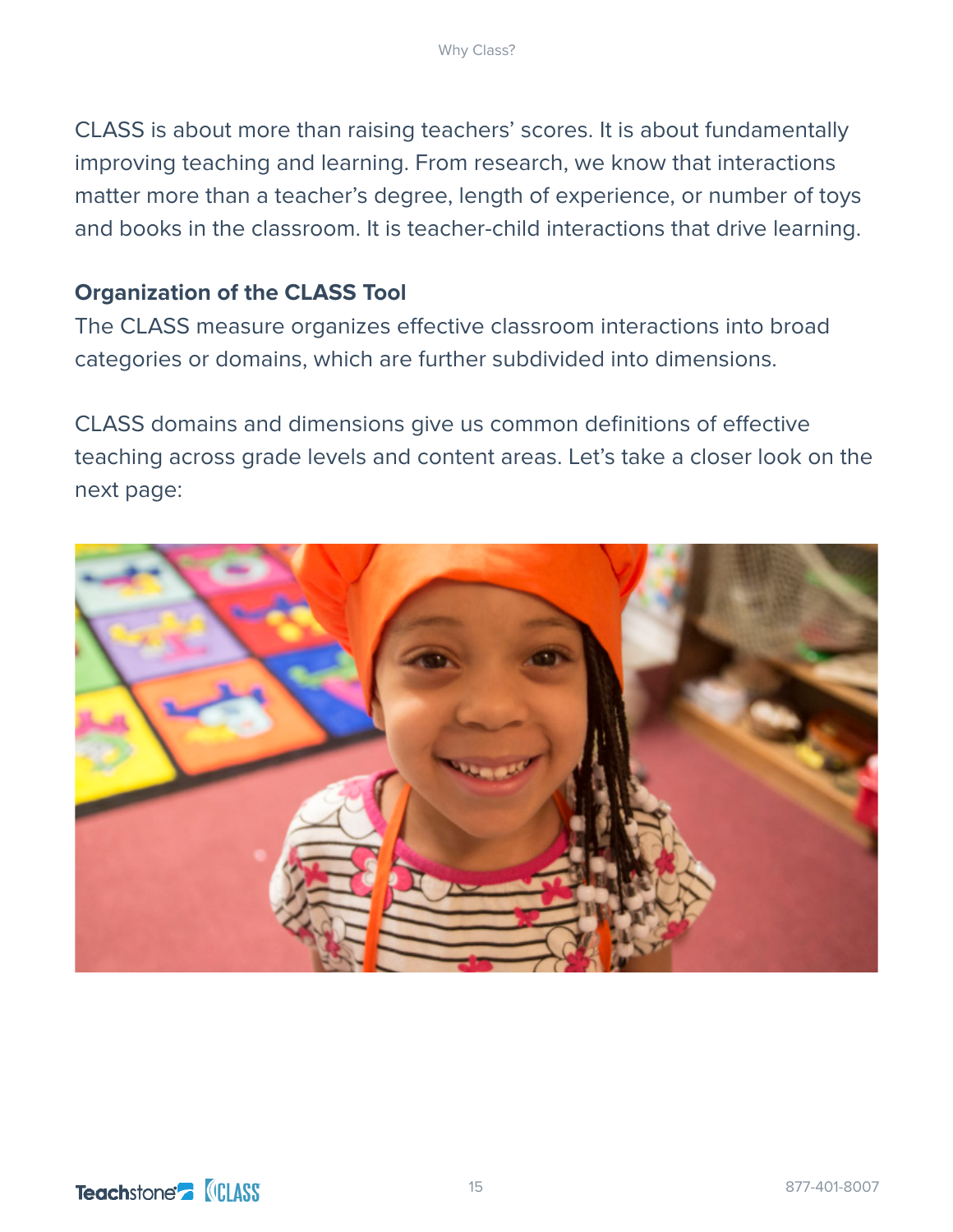CLASS is about more than raising teachers' scores. It is about fundamentally improving teaching and learning. From research, we know that interactions matter more than a teacher's degree, length of experience, or number of toys and books in the classroom. It is teacher-child interactions that drive learning.

**Organization of the CLASS Tool**

The CLASS measure organizes effective classroom interactions into broad categories or domains, which are further subdivided into dimensions.

CLASS domains and dimensions give us common definitions of effective teaching across grade levels and content areas. Let's take a closer look on the next page: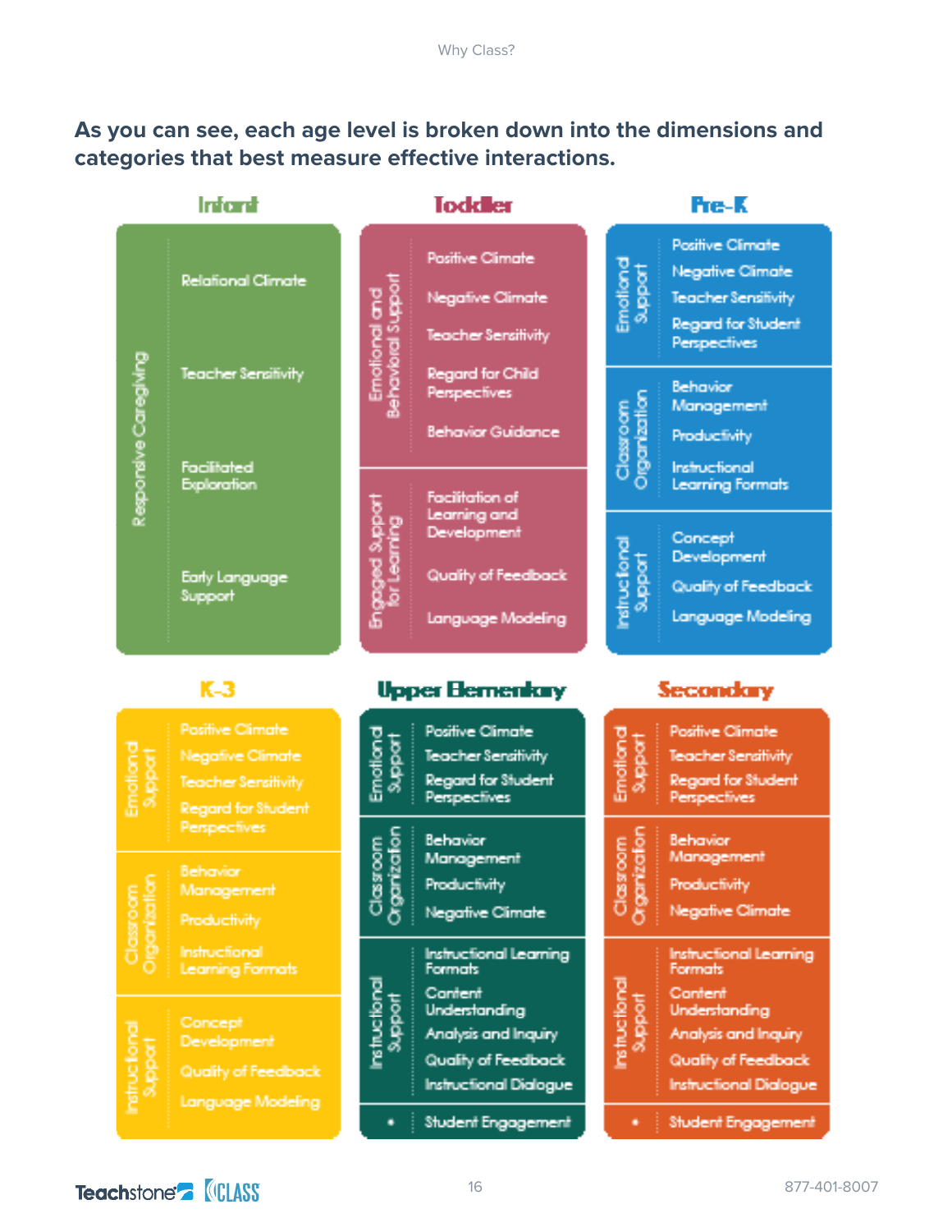**As you can see, each age level is broken down into the dimensions and categories that best measure effective interactions.**

### Infant

| Domain | Dimensions |
|---|---|
| Responsive Caregiving | Relational Climate |
| | Teacher Sensitivity |
| | Facilitated Exploration |
| | Early Language Support |

### Toddler

| Domain | Dimensions |
|---|---|
| Emotional and Behavioral Support | Positive Climate |
| | Negative Climate |
| | Teacher Sensitivity |
| | Regard for Child Perspectives |
| | Behavior Guidance |
| Engaged Support for Learning | Facilitation of Learning and Development |
| | Quality of Feedback |
| | Language Modeling |

### Pre-K

| Domain | Dimensions |
|---|---|
| Emotional Support | Positive Climate |
| | Negative Climate |
| | Teacher Sensitivity |
| | Regard for Student Perspectives |
| Classroom Organization | Behavior Management |
| | Productivity |
| | Instructional Learning Formats |
| Instructional Support | Concept Development |
| | Quality of Feedback |
| | Language Modeling |

### K-3

| Domain | Dimensions |
|---|---|
| Emotional Support | Positive Climate |
| | Negative Climate |
| | Teacher Sensitivity |
| | Regard for Student Perspectives |
| Classroom Organization | Behavior Management |
| | Productivity |
| | Instructional Learning Formats |
| Instructional Support | Concept Development |
| | Quality of Feedback |
| | Language Modeling |

### Upper Elementary

| Domain | Dimensions |
|---|---|
| Emotional Support | Positive Climate |
| | Teacher Sensitivity |
| | Regard for Student Perspectives |
| Classroom Organization | Behavior Management |
| | Productivity |
| | Negative Climate |
| Instructional Support | Instructional Learning Formats |
| | Content Understanding |
| | Analysis and Inquiry |
| | Quality of Feedback |
| | Instructional Dialogue |
| • | Student Engagement |

### Secondary

| Domain | Dimensions |
|---|---|
| Emotional Support | Positive Climate |
| | Teacher Sensitivity |
| | Regard for Student Perspectives |
| Classroom Organization | Behavior Management |
| | Productivity |
| | Negative Climate |
| Instructional Support | Instructional Learning Formats |
| | Content Understanding |
| | Analysis and Inquiry |
| | Quality of Feedback |
| | Instructional Dialogue |
| • | Student Engagement |

Teachstone CLASS

877-401-8007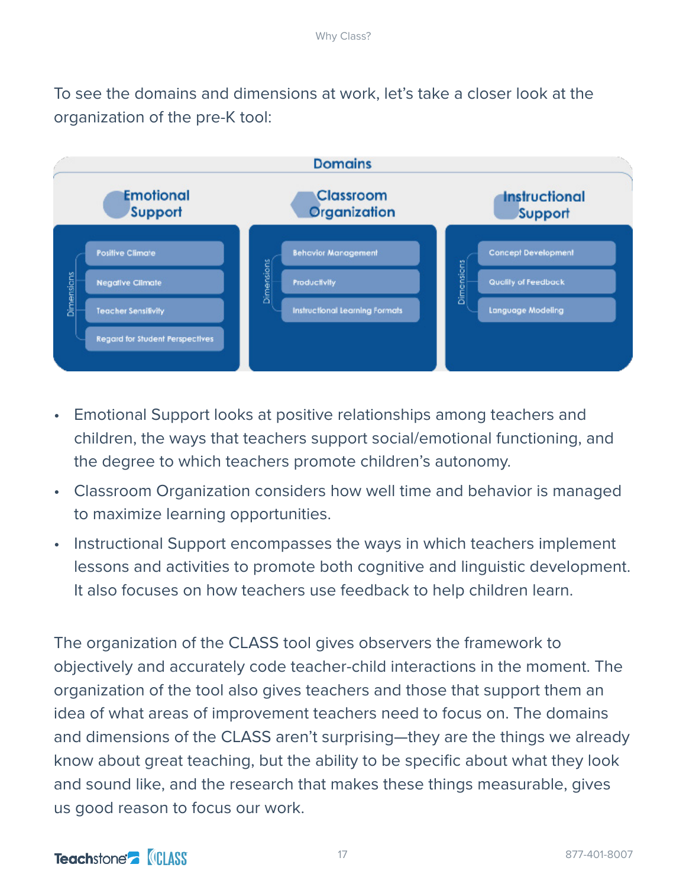To see the domains and dimensions at work, let's take a closer look at the organization of the pre-K tool:

**Domains**

| Emotional Support | Classroom Organization | Instructional Support |
|---|---|---|
| Positive Climate | Behavior Management | Concept Development |
| Negative Climate | Productivity | Quality of Feedback |
| Teacher Sensitivity | Instructional Learning Formats | Language Modeling |
| Regard for Student Perspectives | | |

- Emotional Support looks at positive relationships among teachers and children, the ways that teachers support social/emotional functioning, and the degree to which teachers promote children's autonomy.
- Classroom Organization considers how well time and behavior is managed to maximize learning opportunities.
- Instructional Support encompasses the ways in which teachers implement lessons and activities to promote both cognitive and linguistic development. It also focuses on how teachers use feedback to help children learn.

The organization of the CLASS tool gives observers the framework to objectively and accurately code teacher-child interactions in the moment. The organization of the tool also gives teachers and those that support them an idea of what areas of improvement teachers need to focus on. The domains and dimensions of the CLASS aren't surprising—they are the things we already know about great teaching, but the ability to be specific about what they look and sound like, and the research that makes these things measurable, gives us good reason to focus our work.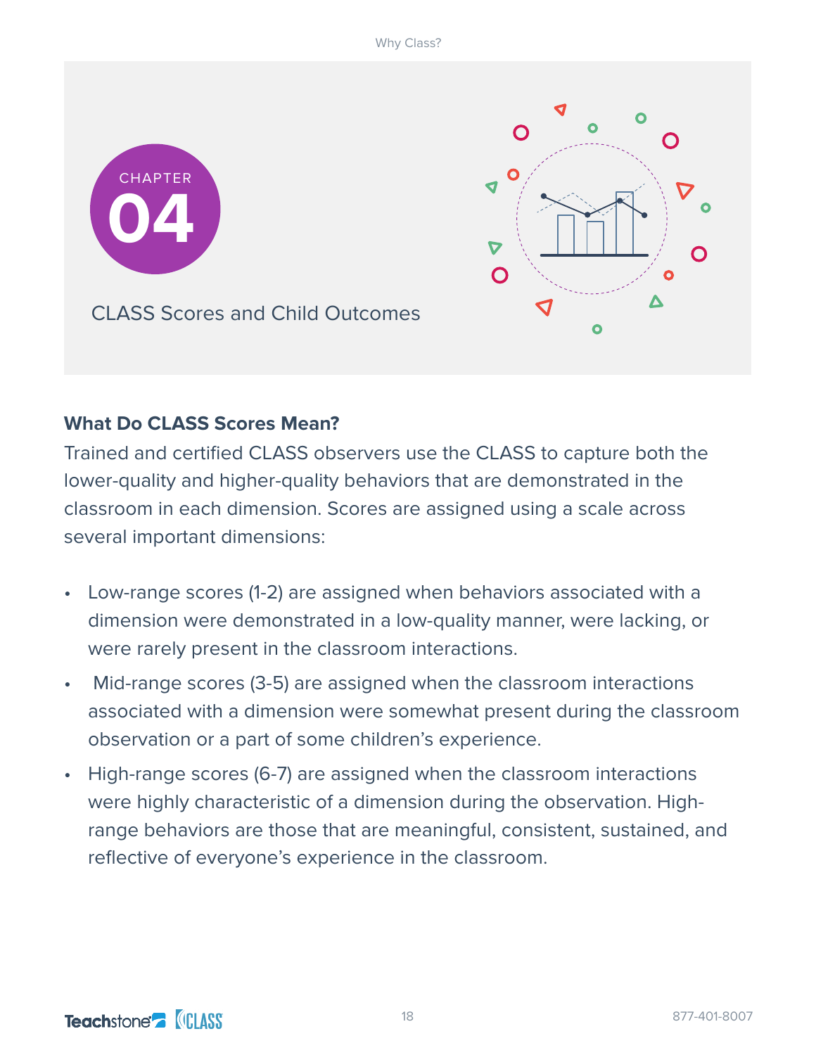CHAPTER

# 04

CLASS Scores and Child Outcomes

### What Do CLASS Scores Mean?

Trained and certified CLASS observers use the CLASS to capture both the lower-quality and higher-quality behaviors that are demonstrated in the classroom in each dimension. Scores are assigned using a scale across several important dimensions:

- Low-range scores (1-2) are assigned when behaviors associated with a dimension were demonstrated in a low-quality manner, were lacking, or were rarely present in the classroom interactions.
- Mid-range scores (3-5) are assigned when the classroom interactions associated with a dimension were somewhat present during the classroom observation or a part of some children's experience.
- High-range scores (6-7) are assigned when the classroom interactions were highly characteristic of a dimension during the observation. High-range behaviors are those that are meaningful, consistent, sustained, and reflective of everyone's experience in the classroom.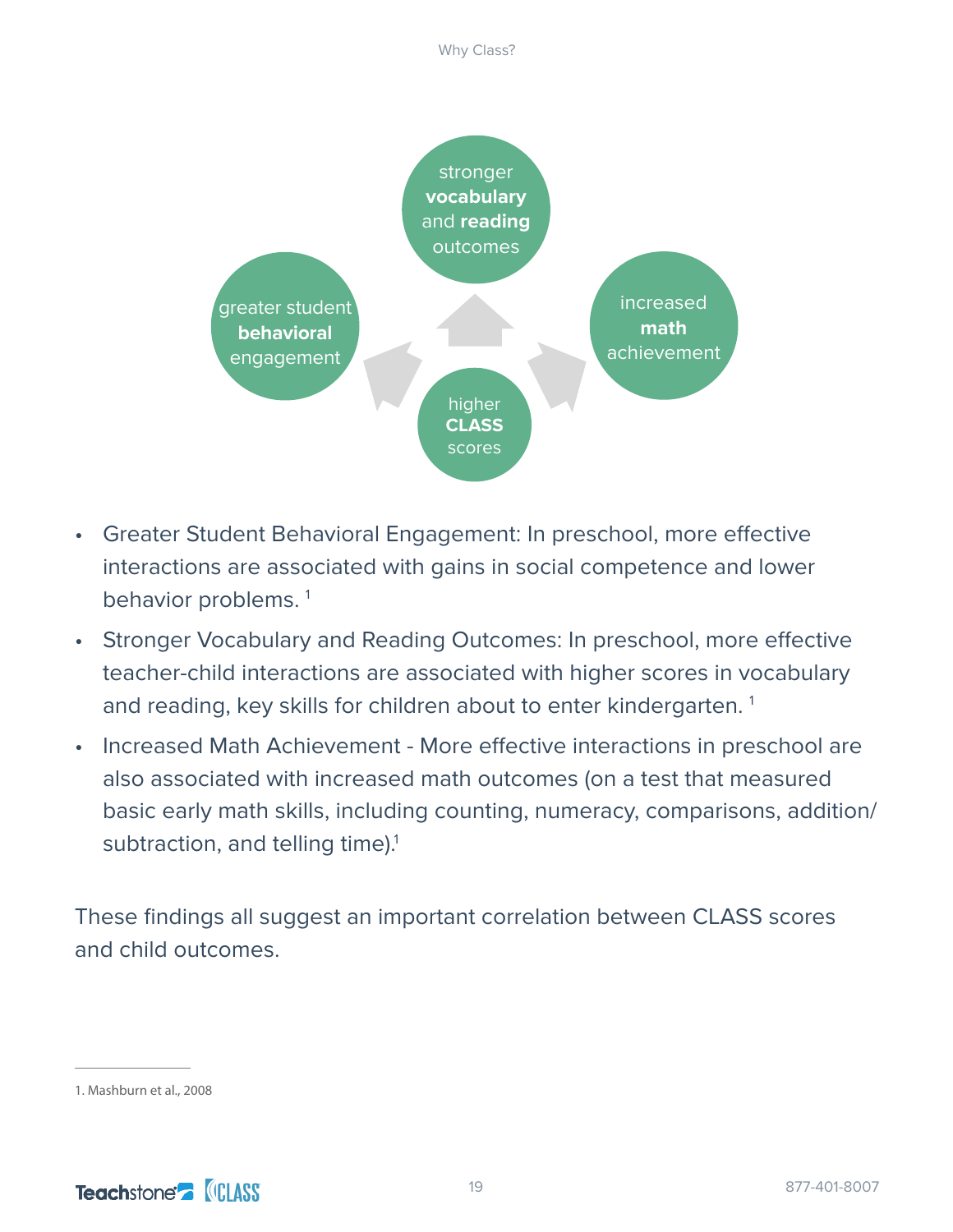stronger **vocabulary** and **reading** outcomes

greater student **behavioral** engagement

increased **math** achievement

higher **CLASS** scores

- Greater Student Behavioral Engagement: In preschool, more effective interactions are associated with gains in social competence and lower behavior problems. [1]
- Stronger Vocabulary and Reading Outcomes: In preschool, more effective teacher-child interactions are associated with higher scores in vocabulary and reading, key skills for children about to enter kindergarten. [1]
- Increased Math Achievement - More effective interactions in preschool are also associated with increased math outcomes (on a test that measured basic early math skills, including counting, numeracy, comparisons, addition/subtraction, and telling time).[1]

These findings all suggest an important correlation between CLASS scores and child outcomes.

1. Mashburn et al., 2008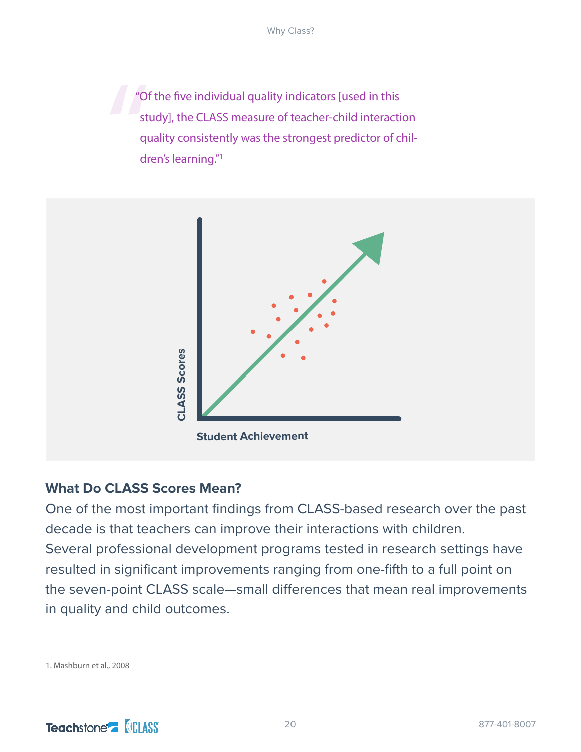> "Of the five individual quality indicators [used in this study], the CLASS measure of teacher-child interaction quality consistently was the strongest predictor of children's learning."[1]

CLASS Scores

Student Achievement

## What Do CLASS Scores Mean?

One of the most important findings from CLASS-based research over the past decade is that teachers can improve their interactions with children. Several professional development programs tested in research settings have resulted in significant improvements ranging from one-fifth to a full point on the seven-point CLASS scale—small differences that mean real improvements in quality and child outcomes.

---

1. Mashburn et al., 2008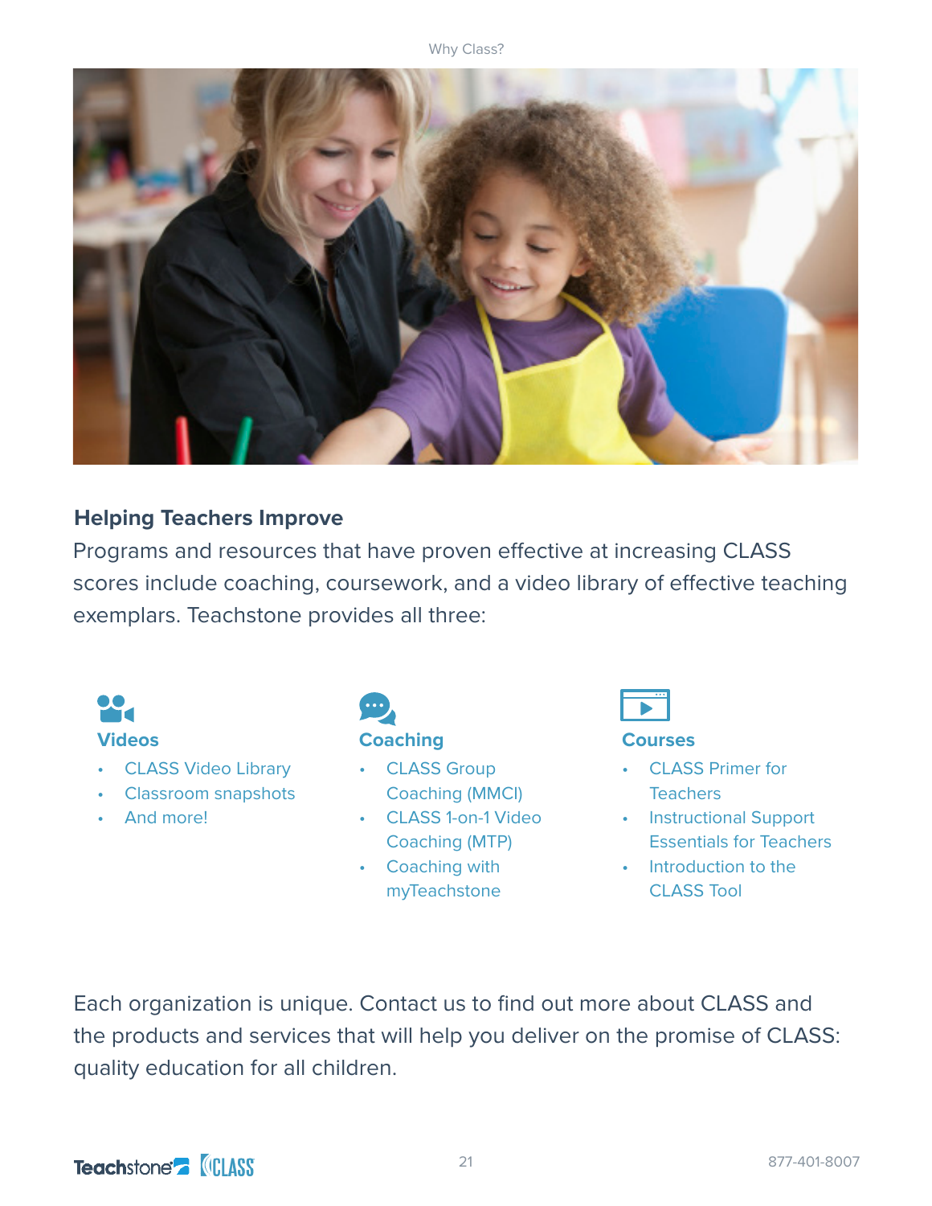## Helping Teachers Improve

Programs and resources that have proven effective at increasing CLASS scores include coaching, coursework, and a video library of effective teaching exemplars. Teachstone provides all three:

### Videos

- CLASS Video Library
- Classroom snapshots
- And more!

### Coaching

- CLASS Group Coaching (MMCI)
- CLASS 1-on-1 Video Coaching (MTP)
- Coaching with myTeachstone

### Courses

- CLASS Primer for Teachers
- Instructional Support Essentials for Teachers
- Introduction to the CLASS Tool

Each organization is unique. Contact us to find out more about CLASS and the products and services that will help you deliver on the promise of CLASS: quality education for all children.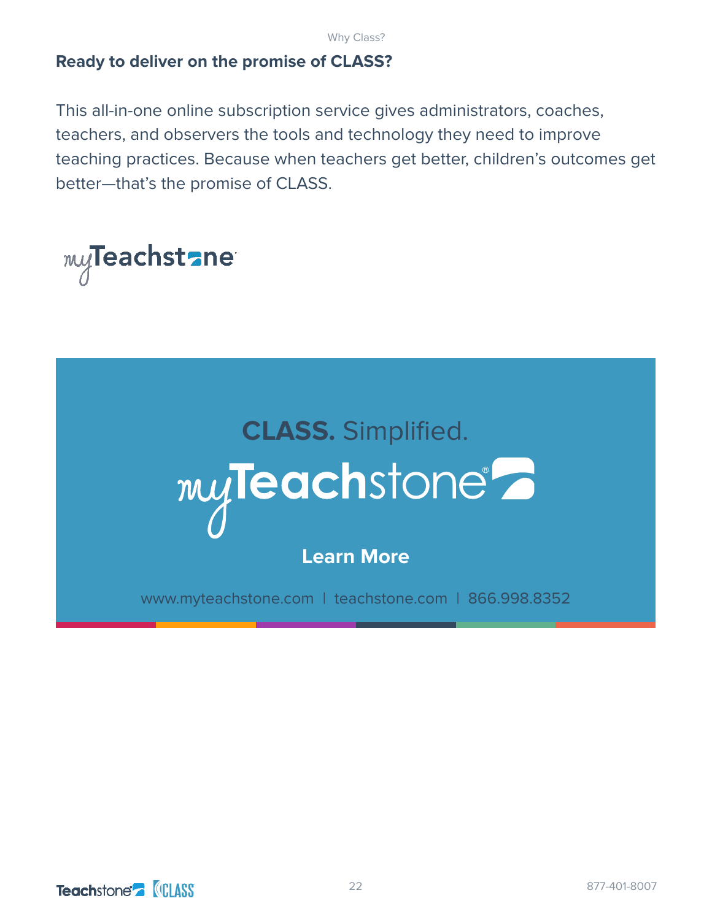## Ready to deliver on the promise of CLASS?

This all-in-one online subscription service gives administrators, coaches, teachers, and observers the tools and technology they need to improve teaching practices. Because when teachers get better, children's outcomes get better—that's the promise of CLASS.

myTeachstone

**CLASS.** Simplified.

myTeachstone®

**Learn More**

www.myteachstone.com | teachstone.com | 866.998.8352